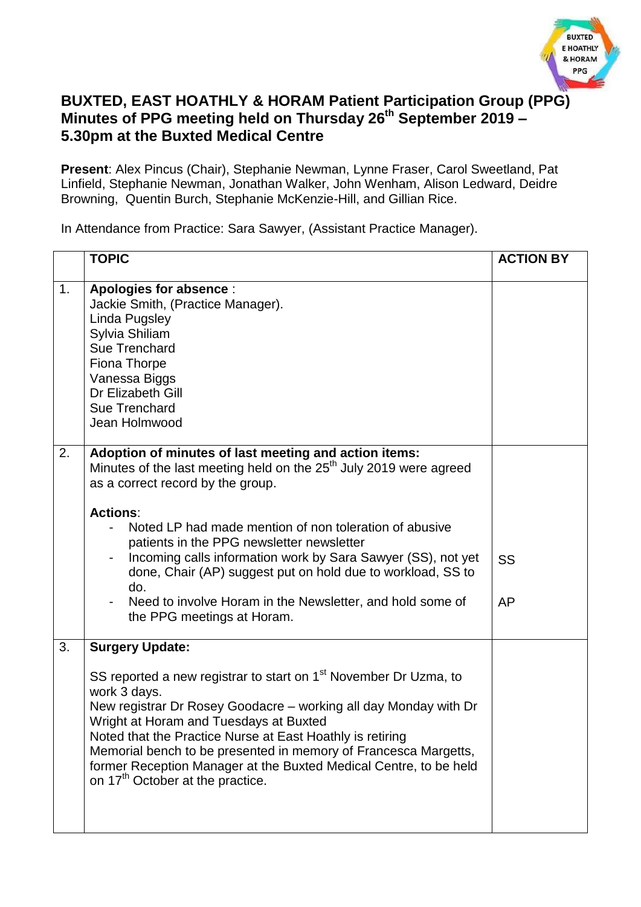# BUXTED, EAST HOATHLY & HORAM Patient Participation Group (PPG) Minutes of PPG meeting held on Thursday 26th September 2019 – 5.30pm at the Buxted Medical Centre

**Present**: Alex Pincus (Chair), Stephanie Newman, Lynne Fraser, Carol Sweetland, Pat Linfield, Stephanie Newman, Jonathan Walker, John Wenham, Alison Ledward, Deidre Browning, Quentin Burch, Stephanie McKenzie-Hill, and Gillian Rice.

In Attendance from Practice: Sara Sawyer, (Assistant Practice Manager).

| | TOPIC | ACTION BY |
|---|---|---|
| 1. | **Apologies for absence** :<br>Jackie Smith, (Practice Manager).<br>Linda Pugsley<br>Sylvia Shiliam<br>Sue Trenchard<br>Fiona Thorpe<br>Vanessa Biggs<br>Dr Elizabeth Gill<br>Sue Trenchard<br>Jean Holmwood | |
| 2. | **Adoption of minutes of last meeting and action items:**<br>Minutes of the last meeting held on the 25th July 2019 were agreed as a correct record by the group.<br><br>**Actions**:<br>- Noted LP had made mention of non toleration of abusive patients in the PPG newsletter newsletter<br>- Incoming calls information work by Sara Sawyer (SS), not yet done, Chair (AP) suggest put on hold due to workload, SS to do.<br>- Need to involve Horam in the Newsletter, and hold some of the PPG meetings at Horam. | <br><br><br><br><br><br>SS<br><br>AP |
| 3. | **Surgery Update:**<br><br>SS reported a new registrar to start on 1st November Dr Uzma, to work 3 days.<br>New registrar Dr Rosey Goodacre – working all day Monday with Dr Wright at Horam and Tuesdays at Buxted<br>Noted that the Practice Nurse at East Hoathly is retiring<br>Memorial bench to be presented in memory of Francesca Margetts, former Reception Manager at the Buxted Medical Centre, to be held on 17th October at the practice. | |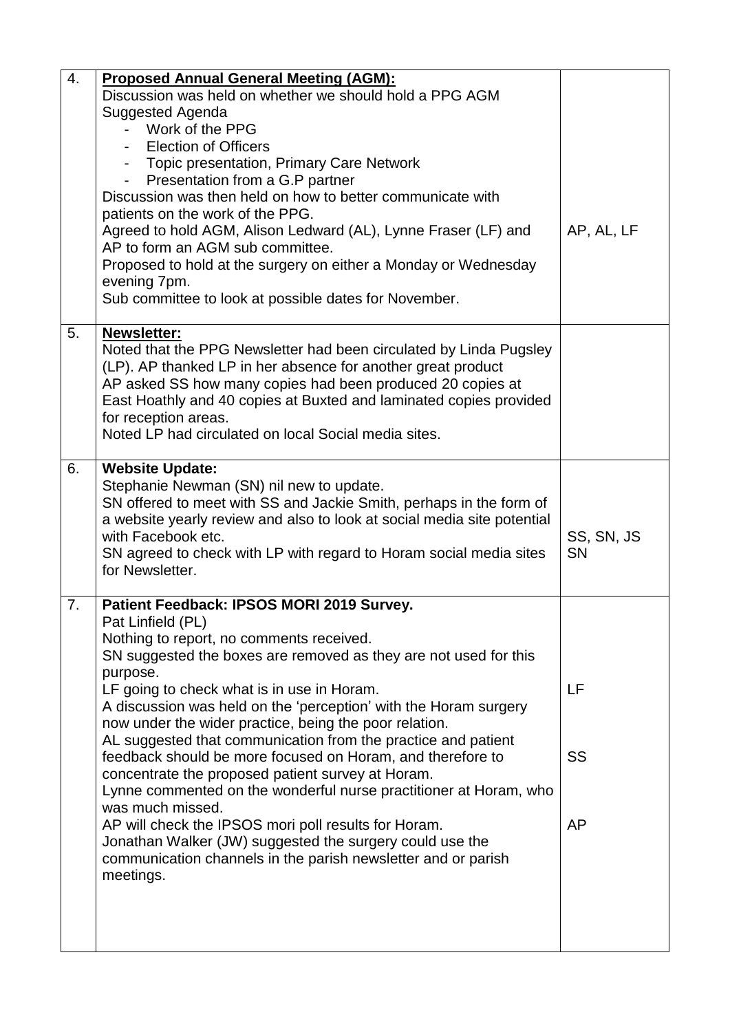| | | |
|---|---|---|
| 4. | **<u>Proposed Annual General Meeting (AGM):</u>**<br>Discussion was held on whether we should hold a PPG AGM<br>Suggested Agenda<br>- Work of the PPG<br>- Election of Officers<br>- Topic presentation, Primary Care Network<br>- Presentation from a G.P partner<br>Discussion was then held on how to better communicate with patients on the work of the PPG.<br>Agreed to hold AGM, Alison Ledward (AL), Lynne Fraser (LF) and AP to form an AGM sub committee.<br>Proposed to hold at the surgery on either a Monday or Wednesday evening 7pm.<br>Sub committee to look at possible dates for November. | AP, AL, LF |
| 5. | **<u>Newsletter:</u>**<br>Noted that the PPG Newsletter had been circulated by Linda Pugsley (LP). AP thanked LP in her absence for another great product<br>AP asked SS how many copies had been produced 20 copies at East Hoathly and 40 copies at Buxted and laminated copies provided for reception areas.<br>Noted LP had circulated on local Social media sites. | |
| 6. | **Website Update:**<br>Stephanie Newman (SN) nil new to update.<br>SN offered to meet with SS and Jackie Smith, perhaps in the form of a website yearly review and also to look at social media site potential with Facebook etc.<br>SN agreed to check with LP with regard to Horam social media sites for Newsletter. | SS, SN, JS<br>SN |
| 7. | **Patient Feedback: IPSOS MORI 2019 Survey.**<br>Pat Linfield (PL)<br>Nothing to report, no comments received.<br>SN suggested the boxes are removed as they are not used for this purpose.<br>LF going to check what is in use in Horam.<br>A discussion was held on the 'perception' with the Horam surgery now under the wider practice, being the poor relation.<br>AL suggested that communication from the practice and patient feedback should be more focused on Horam, and therefore to concentrate the proposed patient survey at Horam.<br>Lynne commented on the wonderful nurse practitioner at Horam, who was much missed.<br>AP will check the IPSOS mori poll results for Horam.<br>Jonathan Walker (JW) suggested the surgery could use the communication channels in the parish newsletter and or parish meetings. | LF<br>SS<br>AP |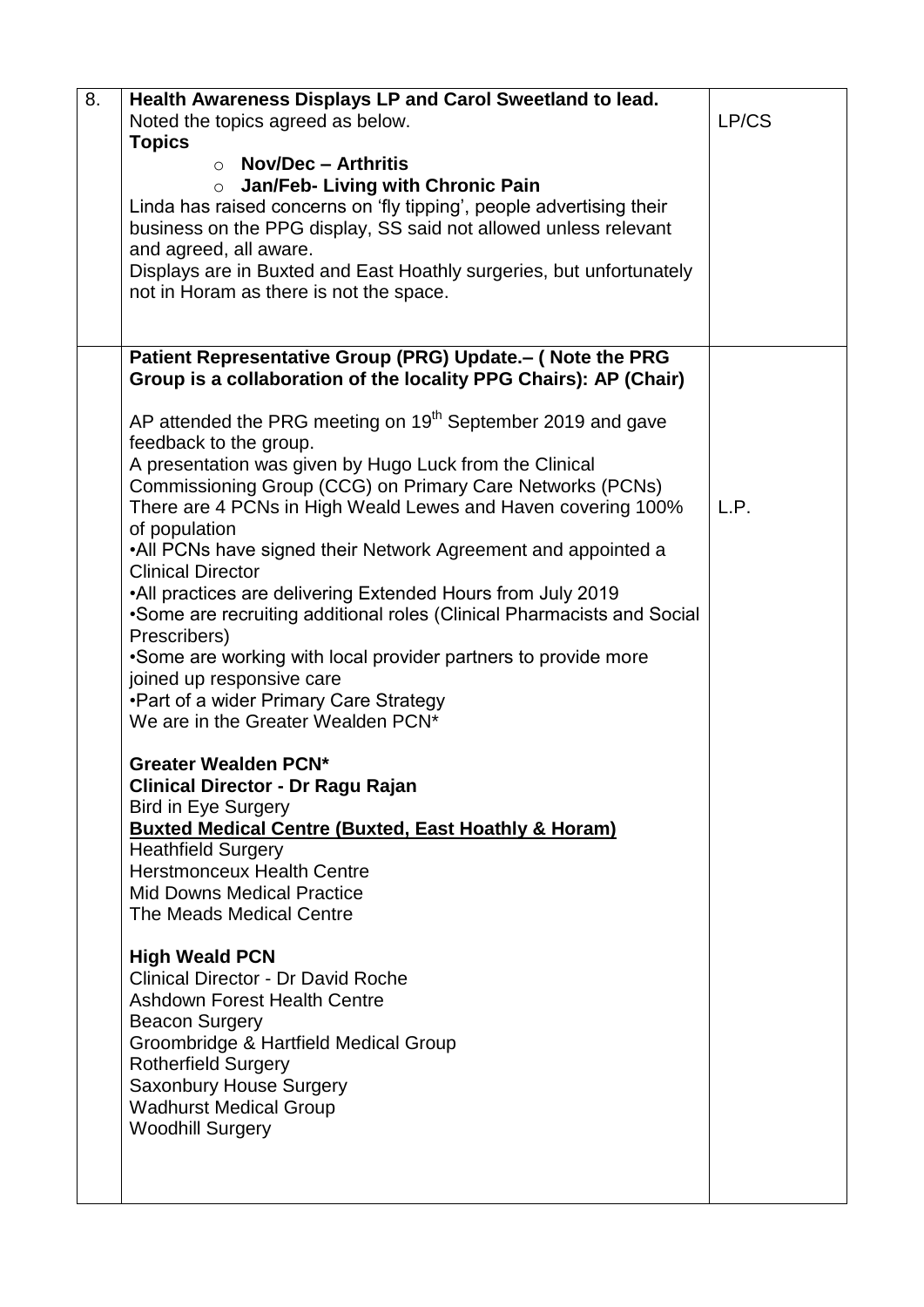| | | |
|---|---|---|
| 8. | **Health Awareness Displays LP and Carol Sweetland to lead.**<br>Noted the topics agreed as below.<br>**Topics**<br>○ **Nov/Dec – Arthritis**<br>○ **Jan/Feb- Living with Chronic Pain**<br>Linda has raised concerns on 'fly tipping', people advertising their business on the PPG display, SS said not allowed unless relevant and agreed, all aware.<br>Displays are in Buxted and East Hoathly surgeries, but unfortunately not in Horam as there is not the space. | LP/CS |
| | **Patient Representative Group (PRG) Update.– ( Note the PRG Group is a collaboration of the locality PPG Chairs): AP (Chair)**<br><br>AP attended the PRG meeting on 19th September 2019 and gave feedback to the group.<br>A presentation was given by Hugo Luck from the Clinical Commissioning Group (CCG) on Primary Care Networks (PCNs)<br>There are 4 PCNs in High Weald Lewes and Haven covering 100% of population<br>•All PCNs have signed their Network Agreement and appointed a Clinical Director<br>•All practices are delivering Extended Hours from July 2019<br>•Some are recruiting additional roles (Clinical Pharmacists and Social Prescribers)<br>•Some are working with local provider partners to provide more joined up responsive care<br>•Part of a wider Primary Care Strategy<br>We are in the Greater Wealden PCN*<br><br>**Greater Wealden PCN***<br>**Clinical Director - Dr Ragu Rajan**<br>Bird in Eye Surgery<br>**<u>Buxted Medical Centre (Buxted, East Hoathly & Horam)</u>**<br>Heathfield Surgery<br>Herstmonceux Health Centre<br>Mid Downs Medical Practice<br>The Meads Medical Centre<br><br>**High Weald PCN**<br>Clinical Director - Dr David Roche<br>Ashdown Forest Health Centre<br>Beacon Surgery<br>Groombridge & Hartfield Medical Group<br>Rotherfield Surgery<br>Saxonbury House Surgery<br>Wadhurst Medical Group<br>Woodhill Surgery | L.P. |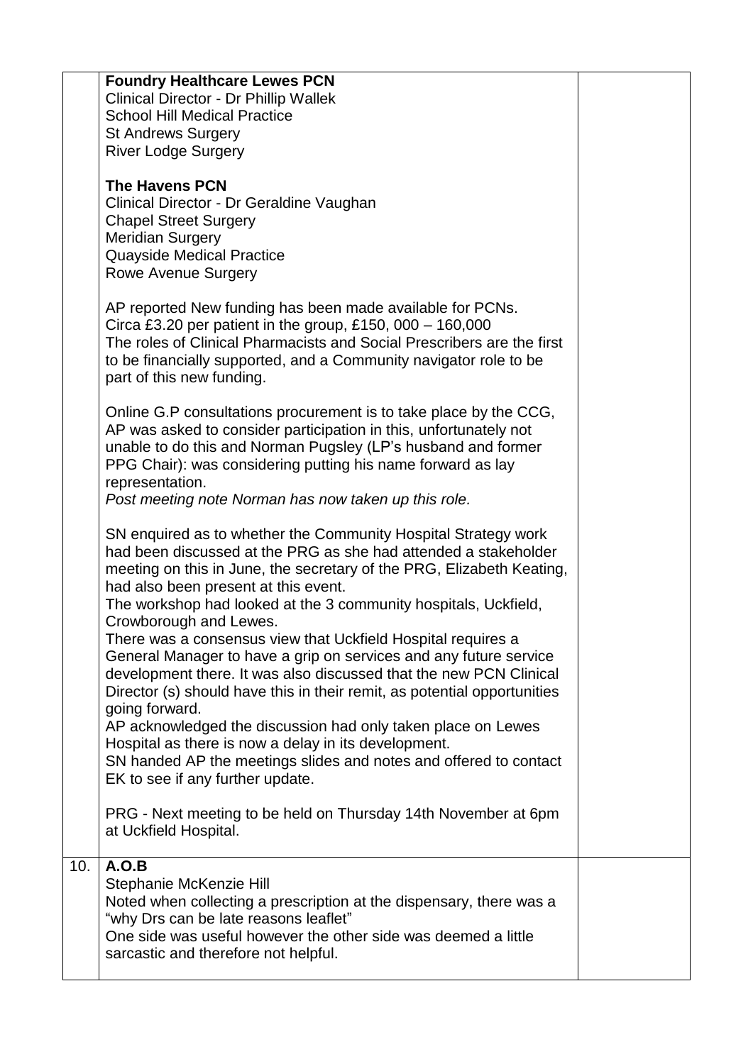| | | |
|---|---|---|
| | **Foundry Healthcare Lewes PCN**<br>Clinical Director - Dr Phillip Wallek<br>School Hill Medical Practice<br>St Andrews Surgery<br>River Lodge Surgery<br><br>**The Havens PCN**<br>Clinical Director - Dr Geraldine Vaughan<br>Chapel Street Surgery<br>Meridian Surgery<br>Quayside Medical Practice<br>Rowe Avenue Surgery<br><br>AP reported New funding has been made available for PCNs. Circa £3.20 per patient in the group, £150, 000 – 160,000 The roles of Clinical Pharmacists and Social Prescribers are the first to be financially supported, and a Community navigator role to be part of this new funding.<br><br>Online G.P consultations procurement is to take place by the CCG, AP was asked to consider participation in this, unfortunately not unable to do this and Norman Pugsley (LP's husband and former PPG Chair): was considering putting his name forward as lay representation.<br>*Post meeting note Norman has now taken up this role.*<br><br>SN enquired as to whether the Community Hospital Strategy work had been discussed at the PRG as she had attended a stakeholder meeting on this in June, the secretary of the PRG, Elizabeth Keating, had also been present at this event.<br>The workshop had looked at the 3 community hospitals, Uckfield, Crowborough and Lewes.<br>There was a consensus view that Uckfield Hospital requires a General Manager to have a grip on services and any future service development there. It was also discussed that the new PCN Clinical Director (s) should have this in their remit, as potential opportunities going forward.<br>AP acknowledged the discussion had only taken place on Lewes Hospital as there is now a delay in its development.<br>SN handed AP the meetings slides and notes and offered to contact EK to see if any further update.<br><br>PRG - Next meeting to be held on Thursday 14th November at 6pm at Uckfield Hospital. | |
| 10. | **A.O.B**<br>Stephanie McKenzie Hill<br>Noted when collecting a prescription at the dispensary, there was a "why Drs can be late reasons leaflet"<br>One side was useful however the other side was deemed a little sarcastic and therefore not helpful. | |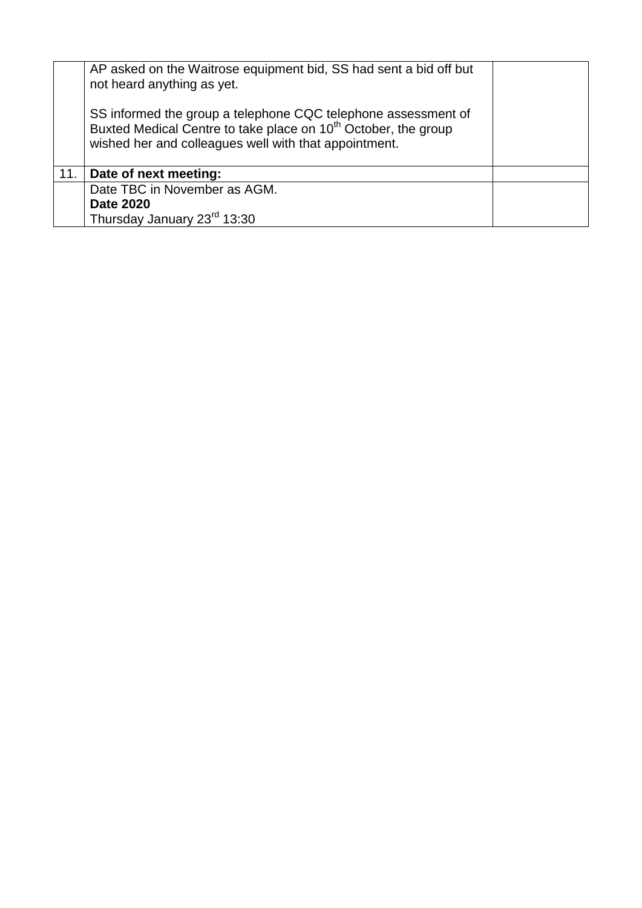| | | |
|---|---|---|
| | AP asked on the Waitrose equipment bid, SS had sent a bid off but not heard anything as yet.<br><br>SS informed the group a telephone CQC telephone assessment of Buxted Medical Centre to take place on 10th October, the group wished her and colleagues well with that appointment. | |
| 11. | **Date of next meeting:** | |
| | Date TBC in November as AGM.<br>**Date 2020**<br>Thursday January 23rd 13:30 | |